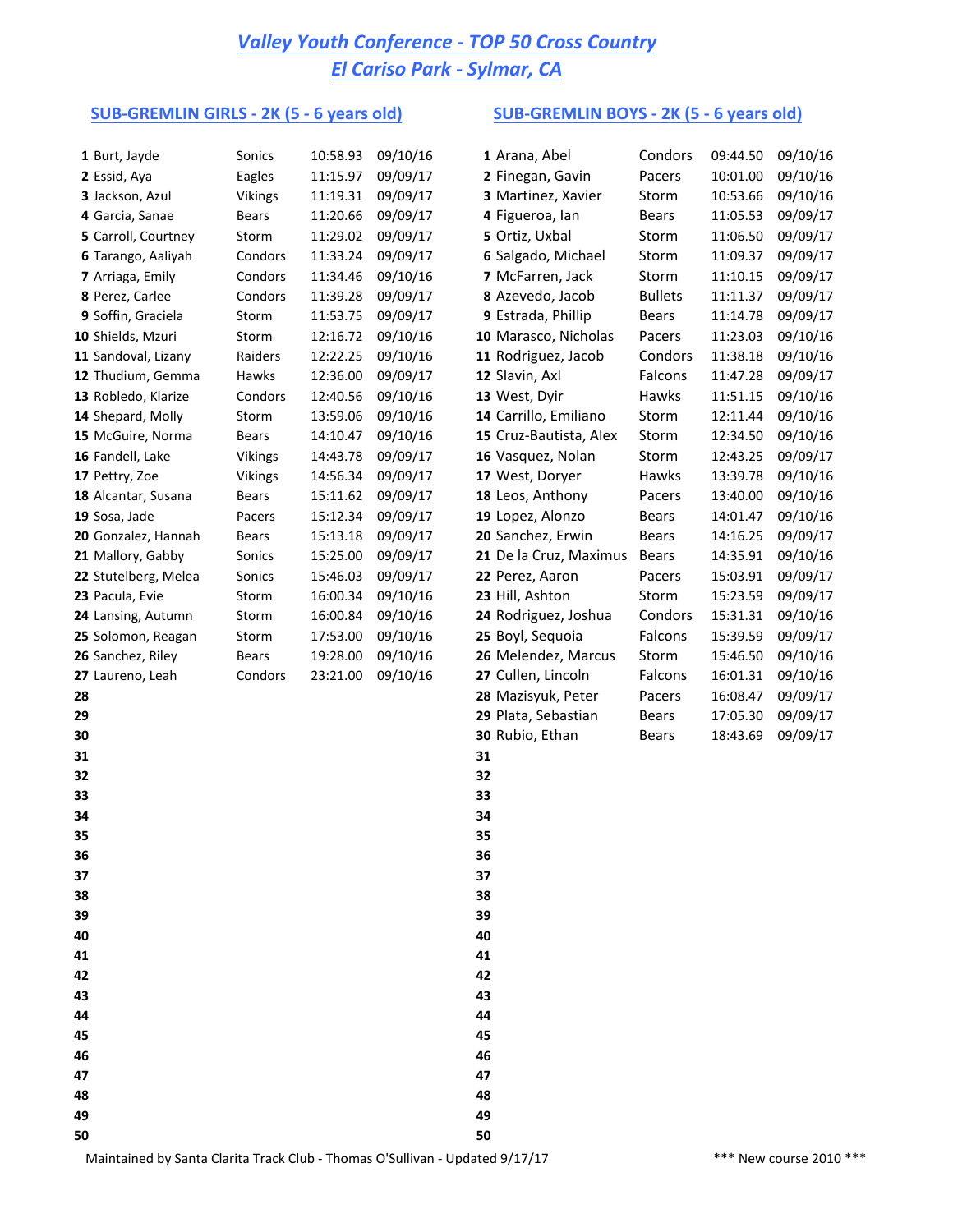# *Valley Youth Conference - TOP 50 Cross Country*
# *El Cariso Park - Sylmar, CA*

## SUB-GREMLIN GIRLS - 2K (5 - 6 years old)

| | Name | Team | Time | Date |
|---|---|---|---|---|
| 1 | Burt, Jayde | Sonics | 10:58.93 | 09/10/16 |
| 2 | Essid, Aya | Eagles | 11:15.97 | 09/09/17 |
| 3 | Jackson, Azul | Vikings | 11:19.31 | 09/09/17 |
| 4 | Garcia, Sanae | Bears | 11:20.66 | 09/09/17 |
| 5 | Carroll, Courtney | Storm | 11:29.02 | 09/09/17 |
| 6 | Tarango, Aaliyah | Condors | 11:33.24 | 09/09/17 |
| 7 | Arriaga, Emily | Condors | 11:34.46 | 09/10/16 |
| 8 | Perez, Carlee | Condors | 11:39.28 | 09/09/17 |
| 9 | Soffin, Graciela | Storm | 11:53.75 | 09/09/17 |
| 10 | Shields, Mzuri | Storm | 12:16.72 | 09/10/16 |
| 11 | Sandoval, Lizany | Raiders | 12:22.25 | 09/10/16 |
| 12 | Thudium, Gemma | Hawks | 12:36.00 | 09/09/17 |
| 13 | Robledo, Klarize | Condors | 12:40.56 | 09/10/16 |
| 14 | Shepard, Molly | Storm | 13:59.06 | 09/10/16 |
| 15 | McGuire, Norma | Bears | 14:10.47 | 09/10/16 |
| 16 | Fandell, Lake | Vikings | 14:43.78 | 09/09/17 |
| 17 | Pettry, Zoe | Vikings | 14:56.34 | 09/09/17 |
| 18 | Alcantar, Susana | Bears | 15:11.62 | 09/09/17 |
| 19 | Sosa, Jade | Pacers | 15:12.34 | 09/09/17 |
| 20 | Gonzalez, Hannah | Bears | 15:13.18 | 09/09/17 |
| 21 | Mallory, Gabby | Sonics | 15:25.00 | 09/09/17 |
| 22 | Stutelberg, Melea | Sonics | 15:46.03 | 09/09/17 |
| 23 | Pacula, Evie | Storm | 16:00.34 | 09/10/16 |
| 24 | Lansing, Autumn | Storm | 16:00.84 | 09/10/16 |
| 25 | Solomon, Reagan | Storm | 17:53.00 | 09/10/16 |
| 26 | Sanchez, Riley | Bears | 19:28.00 | 09/10/16 |
| 27 | Laureno, Leah | Condors | 23:21.00 | 09/10/16 |
| 28 | | | | |
| 29 | | | | |
| 30 | | | | |
| 31 | | | | |
| 32 | | | | |
| 33 | | | | |
| 34 | | | | |
| 35 | | | | |
| 36 | | | | |
| 37 | | | | |
| 38 | | | | |
| 39 | | | | |
| 40 | | | | |
| 41 | | | | |
| 42 | | | | |
| 43 | | | | |
| 44 | | | | |
| 45 | | | | |
| 46 | | | | |
| 47 | | | | |
| 48 | | | | |
| 49 | | | | |
| 50 | | | | |

## SUB-GREMLIN BOYS - 2K (5 - 6 years old)

| | Name | Team | Time | Date |
|---|---|---|---|---|
| 1 | Arana, Abel | Condors | 09:44.50 | 09/10/16 |
| 2 | Finegan, Gavin | Pacers | 10:01.00 | 09/10/16 |
| 3 | Martinez, Xavier | Storm | 10:53.66 | 09/10/16 |
| 4 | Figueroa, Ian | Bears | 11:05.53 | 09/09/17 |
| 5 | Ortiz, Uxbal | Storm | 11:06.50 | 09/09/17 |
| 6 | Salgado, Michael | Storm | 11:09.37 | 09/09/17 |
| 7 | McFarren, Jack | Storm | 11:10.15 | 09/09/17 |
| 8 | Azevedo, Jacob | Bullets | 11:11.37 | 09/09/17 |
| 9 | Estrada, Phillip | Bears | 11:14.78 | 09/09/17 |
| 10 | Marasco, Nicholas | Pacers | 11:23.03 | 09/10/16 |
| 11 | Rodriguez, Jacob | Condors | 11:38.18 | 09/10/16 |
| 12 | Slavin, Axl | Falcons | 11:47.28 | 09/09/17 |
| 13 | West, Dyir | Hawks | 11:51.15 | 09/10/16 |
| 14 | Carrillo, Emiliano | Storm | 12:11.44 | 09/10/16 |
| 15 | Cruz-Bautista, Alex | Storm | 12:34.50 | 09/10/16 |
| 16 | Vasquez, Nolan | Storm | 12:43.25 | 09/09/17 |
| 17 | West, Doryer | Hawks | 13:39.78 | 09/10/16 |
| 18 | Leos, Anthony | Pacers | 13:40.00 | 09/10/16 |
| 19 | Lopez, Alonzo | Bears | 14:01.47 | 09/10/16 |
| 20 | Sanchez, Erwin | Bears | 14:16.25 | 09/09/17 |
| 21 | De la Cruz, Maximus | Bears | 14:35.91 | 09/10/16 |
| 22 | Perez, Aaron | Pacers | 15:03.91 | 09/09/17 |
| 23 | Hill, Ashton | Storm | 15:23.59 | 09/09/17 |
| 24 | Rodriguez, Joshua | Condors | 15:31.31 | 09/10/16 |
| 25 | Boyl, Sequoia | Falcons | 15:39.59 | 09/09/17 |
| 26 | Melendez, Marcus | Storm | 15:46.50 | 09/10/16 |
| 27 | Cullen, Lincoln | Falcons | 16:01.31 | 09/10/16 |
| 28 | Mazisyuk, Peter | Pacers | 16:08.47 | 09/09/17 |
| 29 | Plata, Sebastian | Bears | 17:05.30 | 09/09/17 |
| 30 | Rubio, Ethan | Bears | 18:43.69 | 09/09/17 |
| 31 | | | | |
| 32 | | | | |
| 33 | | | | |
| 34 | | | | |
| 35 | | | | |
| 36 | | | | |
| 37 | | | | |
| 38 | | | | |
| 39 | | | | |
| 40 | | | | |
| 41 | | | | |
| 42 | | | | |
| 43 | | | | |
| 44 | | | | |
| 45 | | | | |
| 46 | | | | |
| 47 | | | | |
| 48 | | | | |
| 49 | | | | |
| 50 | | | | |

Maintained by Santa Clarita Track Club - Thomas O'Sullivan - Updated 9/17/17

*** New course 2010 ***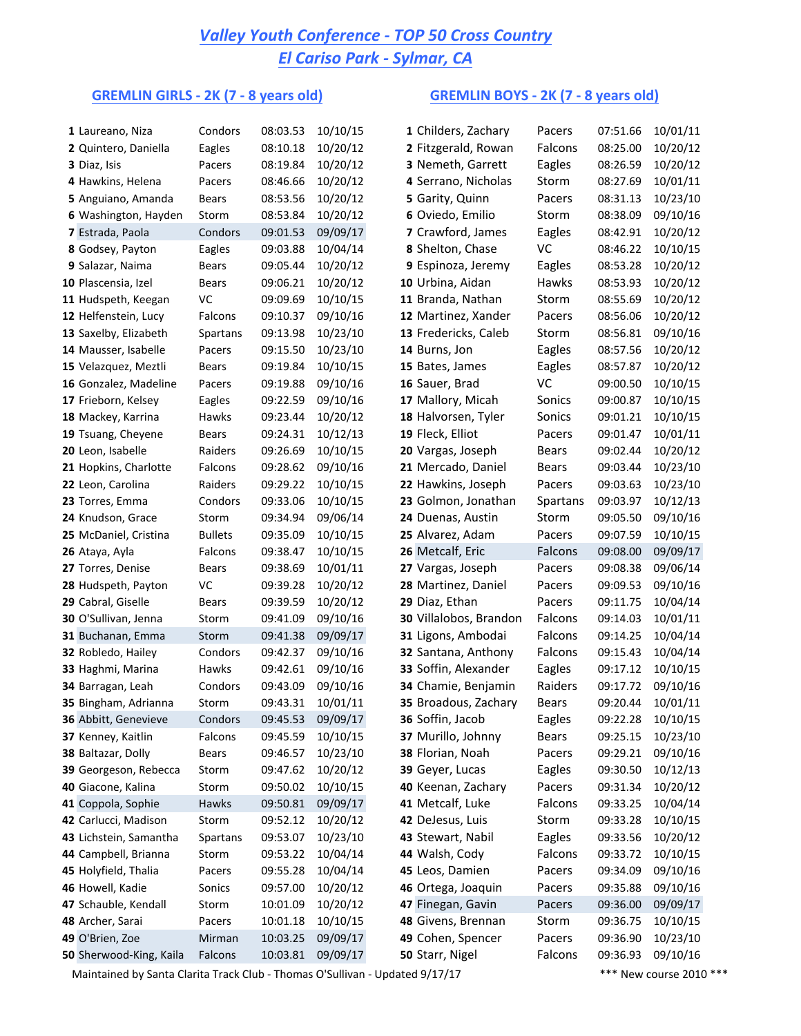# Valley Youth Conference - TOP 50 Cross Country

## El Cariso Park - Sylmar, CA

### GREMLIN GIRLS - 2K (7 - 8 years old)

| # | Name | Team | Time | Date |
|---|---|---|---|---|
| 1 | Laureano, Niza | Condors | 08:03.53 | 10/10/15 |
| 2 | Quintero, Daniella | Eagles | 08:10.18 | 10/20/12 |
| 3 | Diaz, Isis | Pacers | 08:19.84 | 10/20/12 |
| 4 | Hawkins, Helena | Pacers | 08:46.66 | 10/20/12 |
| 5 | Anguiano, Amanda | Bears | 08:53.56 | 10/20/12 |
| 6 | Washington, Hayden | Storm | 08:53.84 | 10/20/12 |
| 7 | Estrada, Paola | Condors | 09:01.53 | 09/09/17 |
| 8 | Godsey, Payton | Eagles | 09:03.88 | 10/04/14 |
| 9 | Salazar, Naima | Bears | 09:05.44 | 10/20/12 |
| 10 | Plascensia, Izel | Bears | 09:06.21 | 10/20/12 |
| 11 | Hudspeth, Keegan | VC | 09:09.69 | 10/10/15 |
| 12 | Helfenstein, Lucy | Falcons | 09:10.37 | 09/10/16 |
| 13 | Saxelby, Elizabeth | Spartans | 09:13.98 | 10/23/10 |
| 14 | Mausser, Isabelle | Pacers | 09:15.50 | 10/23/10 |
| 15 | Velazquez, Meztli | Bears | 09:19.84 | 10/10/15 |
| 16 | Gonzalez, Madeline | Pacers | 09:19.88 | 09/10/16 |
| 17 | Frieborn, Kelsey | Eagles | 09:22.59 | 09/10/16 |
| 18 | Mackey, Karrina | Hawks | 09:23.44 | 10/20/12 |
| 19 | Tsuang, Cheyene | Bears | 09:24.31 | 10/12/13 |
| 20 | Leon, Isabelle | Raiders | 09:26.69 | 10/10/15 |
| 21 | Hopkins, Charlotte | Falcons | 09:28.62 | 09/10/16 |
| 22 | Leon, Carolina | Raiders | 09:29.22 | 10/10/15 |
| 23 | Torres, Emma | Condors | 09:33.06 | 10/10/15 |
| 24 | Knudson, Grace | Storm | 09:34.94 | 09/06/14 |
| 25 | McDaniel, Cristina | Bullets | 09:35.09 | 10/10/15 |
| 26 | Ataya, Ayla | Falcons | 09:38.47 | 10/10/15 |
| 27 | Torres, Denise | Bears | 09:38.69 | 10/01/11 |
| 28 | Hudspeth, Payton | VC | 09:39.28 | 10/20/12 |
| 29 | Cabral, Giselle | Bears | 09:39.59 | 10/20/12 |
| 30 | O'Sullivan, Jenna | Storm | 09:41.09 | 09/10/16 |
| 31 | Buchanan, Emma | Storm | 09:41.38 | 09/09/17 |
| 32 | Robledo, Hailey | Condors | 09:42.37 | 09/10/16 |
| 33 | Haghmi, Marina | Hawks | 09:42.61 | 09/10/16 |
| 34 | Barragan, Leah | Condors | 09:43.09 | 09/10/16 |
| 35 | Bingham, Adrianna | Storm | 09:43.31 | 10/01/11 |
| 36 | Abbitt, Genevieve | Condors | 09:45.53 | 09/09/17 |
| 37 | Kenney, Kaitlin | Falcons | 09:45.59 | 10/10/15 |
| 38 | Baltazar, Dolly | Bears | 09:46.57 | 10/23/10 |
| 39 | Georgeson, Rebecca | Storm | 09:47.62 | 10/20/12 |
| 40 | Giacone, Kalina | Storm | 09:50.02 | 10/10/15 |
| 41 | Coppola, Sophie | Hawks | 09:50.81 | 09/09/17 |
| 42 | Carlucci, Madison | Storm | 09:52.12 | 10/20/12 |
| 43 | Lichstein, Samantha | Spartans | 09:53.07 | 10/23/10 |
| 44 | Campbell, Brianna | Storm | 09:53.22 | 10/04/14 |
| 45 | Holyfield, Thalia | Pacers | 09:55.28 | 10/04/14 |
| 46 | Howell, Kadie | Sonics | 09:57.00 | 10/20/12 |
| 47 | Schauble, Kendall | Storm | 10:01.09 | 10/20/12 |
| 48 | Archer, Sarai | Pacers | 10:01.18 | 10/10/15 |
| 49 | O'Brien, Zoe | Mirman | 10:03.25 | 09/09/17 |
| 50 | Sherwood-King, Kaila | Falcons | 10:03.81 | 09/09/17 |

### GREMLIN BOYS - 2K (7 - 8 years old)

| # | Name | Team | Time | Date |
|---|---|---|---|---|
| 1 | Childers, Zachary | Pacers | 07:51.66 | 10/01/11 |
| 2 | Fitzgerald, Rowan | Falcons | 08:25.00 | 10/20/12 |
| 3 | Nemeth, Garrett | Eagles | 08:26.59 | 10/20/12 |
| 4 | Serrano, Nicholas | Storm | 08:27.69 | 10/01/11 |
| 5 | Garity, Quinn | Pacers | 08:31.13 | 10/23/10 |
| 6 | Oviedo, Emilio | Storm | 08:38.09 | 09/10/16 |
| 7 | Crawford, James | Eagles | 08:42.91 | 10/20/12 |
| 8 | Shelton, Chase | VC | 08:46.22 | 10/10/15 |
| 9 | Espinoza, Jeremy | Eagles | 08:53.28 | 10/20/12 |
| 10 | Urbina, Aidan | Hawks | 08:53.93 | 10/20/12 |
| 11 | Branda, Nathan | Storm | 08:55.69 | 10/20/12 |
| 12 | Martinez, Xander | Pacers | 08:56.06 | 10/20/12 |
| 13 | Fredericks, Caleb | Storm | 08:56.81 | 09/10/16 |
| 14 | Burns, Jon | Eagles | 08:57.56 | 10/20/12 |
| 15 | Bates, James | Eagles | 08:57.87 | 10/20/12 |
| 16 | Sauer, Brad | VC | 09:00.50 | 10/10/15 |
| 17 | Mallory, Micah | Sonics | 09:00.87 | 10/10/15 |
| 18 | Halvorsen, Tyler | Sonics | 09:01.21 | 10/10/15 |
| 19 | Fleck, Elliot | Pacers | 09:01.47 | 10/01/11 |
| 20 | Vargas, Joseph | Bears | 09:02.44 | 10/20/12 |
| 21 | Mercado, Daniel | Bears | 09:03.44 | 10/23/10 |
| 22 | Hawkins, Joseph | Pacers | 09:03.63 | 10/23/10 |
| 23 | Golmon, Jonathan | Spartans | 09:03.97 | 10/12/13 |
| 24 | Duenas, Austin | Storm | 09:05.50 | 09/10/16 |
| 25 | Alvarez, Adam | Pacers | 09:07.59 | 10/10/15 |
| 26 | Metcalf, Eric | Falcons | 09:08.00 | 09/09/17 |
| 27 | Vargas, Joseph | Pacers | 09:08.38 | 09/06/14 |
| 28 | Martinez, Daniel | Pacers | 09:09.53 | 09/10/16 |
| 29 | Diaz, Ethan | Pacers | 09:11.75 | 10/04/14 |
| 30 | Villalobos, Brandon | Falcons | 09:14.03 | 10/01/11 |
| 31 | Ligons, Ambodai | Falcons | 09:14.25 | 10/04/14 |
| 32 | Santana, Anthony | Falcons | 09:15.43 | 10/04/14 |
| 33 | Soffin, Alexander | Eagles | 09:17.12 | 10/10/15 |
| 34 | Chamie, Benjamin | Raiders | 09:17.72 | 09/10/16 |
| 35 | Broadous, Zachary | Bears | 09:20.44 | 10/01/11 |
| 36 | Soffin, Jacob | Eagles | 09:22.28 | 10/10/15 |
| 37 | Murillo, Johnny | Bears | 09:25.15 | 10/23/10 |
| 38 | Florian, Noah | Pacers | 09:29.21 | 09/10/16 |
| 39 | Geyer, Lucas | Eagles | 09:30.50 | 10/12/13 |
| 40 | Keenan, Zachary | Pacers | 09:31.34 | 10/20/12 |
| 41 | Metcalf, Luke | Falcons | 09:33.25 | 10/04/14 |
| 42 | DeJesus, Luis | Storm | 09:33.28 | 10/10/15 |
| 43 | Stewart, Nabil | Eagles | 09:33.56 | 10/20/12 |
| 44 | Walsh, Cody | Falcons | 09:33.72 | 10/10/15 |
| 45 | Leos, Damien | Pacers | 09:34.09 | 09/10/16 |
| 46 | Ortega, Joaquin | Pacers | 09:35.88 | 09/10/16 |
| 47 | Finegan, Gavin | Pacers | 09:36.00 | 09/09/17 |
| 48 | Givens, Brennan | Storm | 09:36.75 | 10/10/15 |
| 49 | Cohen, Spencer | Pacers | 09:36.90 | 10/23/10 |
| 50 | Starr, Nigel | Falcons | 09:36.93 | 09/10/16 |

Maintained by Santa Clarita Track Club - Thomas O'Sullivan - Updated 9/17/17

*** New course 2010 ***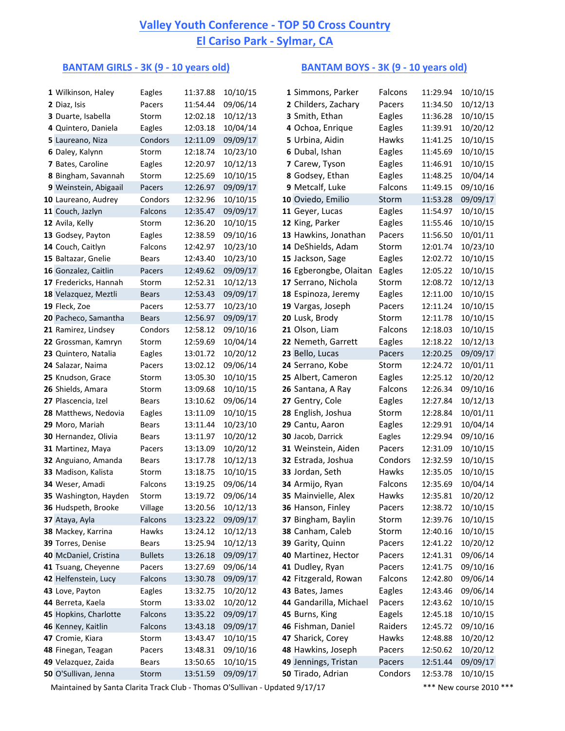# Valley Youth Conference - TOP 50 Cross Country

## El Cariso Park - Sylmar, CA

### BANTAM GIRLS - 3K (9 - 10 years old)

| # | Name | Team | Time | Date |
|---|---|---|---|---|
| 1 | Wilkinson, Haley | Eagles | 11:37.88 | 10/10/15 |
| 2 | Diaz, Isis | Pacers | 11:54.44 | 09/06/14 |
| 3 | Duarte, Isabella | Storm | 12:02.18 | 10/12/13 |
| 4 | Quintero, Daniela | Eagles | 12:03.18 | 10/04/14 |
| 5 | Laureano, Niza | Condors | 12:11.09 | 09/09/17 |
| 6 | Daley, Kalynn | Storm | 12:18.74 | 10/23/10 |
| 7 | Bates, Caroline | Eagles | 12:20.97 | 10/12/13 |
| 8 | Bingham, Savannah | Storm | 12:25.69 | 10/10/15 |
| 9 | Weinstein, Abigaail | Pacers | 12:26.97 | 09/09/17 |
| 10 | Laureano, Audrey | Condors | 12:32.96 | 10/10/15 |
| 11 | Couch, Jazlyn | Falcons | 12:35.47 | 09/09/17 |
| 12 | Avila, Kelly | Storm | 12:36.20 | 10/10/15 |
| 13 | Godsey, Payton | Eagles | 12:38.59 | 09/10/16 |
| 14 | Couch, Caitlyn | Falcons | 12:42.97 | 10/23/10 |
| 15 | Baltazar, Gnelie | Bears | 12:43.40 | 10/23/10 |
| 16 | Gonzalez, Caitlin | Pacers | 12:49.62 | 09/09/17 |
| 17 | Fredericks, Hannah | Storm | 12:52.31 | 10/12/13 |
| 18 | Velazquez, Meztli | Bears | 12:53.43 | 09/09/17 |
| 19 | Fleck, Zoe | Pacers | 12:53.77 | 10/23/10 |
| 20 | Pacheco, Samantha | Bears | 12:56.97 | 09/09/17 |
| 21 | Ramirez, Lindsey | Condors | 12:58.12 | 09/10/16 |
| 22 | Grossman, Kamryn | Storm | 12:59.69 | 10/04/14 |
| 23 | Quintero, Natalia | Eagles | 13:01.72 | 10/20/12 |
| 24 | Salazar, Naima | Pacers | 13:02.12 | 09/06/14 |
| 25 | Knudson, Grace | Storm | 13:05.30 | 10/10/15 |
| 26 | Shields, Amara | Storm | 13:09.68 | 10/10/15 |
| 27 | Plascencia, Izel | Bears | 13:10.62 | 09/06/14 |
| 28 | Matthews, Nedovia | Eagles | 13:11.09 | 10/10/15 |
| 29 | Moro, Mariah | Bears | 13:11.44 | 10/23/10 |
| 30 | Hernandez, Olivia | Bears | 13:11.97 | 10/20/12 |
| 31 | Martinez, Maya | Pacers | 13:13.09 | 10/20/12 |
| 32 | Anguiano, Amanda | Bears | 13:17.78 | 10/12/13 |
| 33 | Madison, Kalista | Storm | 13:18.75 | 10/10/15 |
| 34 | Weser, Amadi | Falcons | 13:19.25 | 09/06/14 |
| 35 | Washington, Hayden | Storm | 13:19.72 | 09/06/14 |
| 36 | Hudspeth, Brooke | Village | 13:20.56 | 10/12/13 |
| 37 | Ataya, Ayla | Falcons | 13:23.22 | 09/09/17 |
| 38 | Mackey, Karrina | Hawks | 13:24.12 | 10/12/13 |
| 39 | Torres, Denise | Bears | 13:25.94 | 10/12/13 |
| 40 | McDaniel, Cristina | Bullets | 13:26.18 | 09/09/17 |
| 41 | Tsuang, Cheyenne | Pacers | 13:27.69 | 09/06/14 |
| 42 | Helfenstein, Lucy | Falcons | 13:30.78 | 09/09/17 |
| 43 | Love, Payton | Eagles | 13:32.75 | 10/20/12 |
| 44 | Berreta, Kaela | Storm | 13:33.02 | 10/20/12 |
| 45 | Hopkins, Charlotte | Falcons | 13:35.22 | 09/09/17 |
| 46 | Kenney, Kaitlin | Falcons | 13:43.18 | 09/09/17 |
| 47 | Cromie, Kiara | Storm | 13:43.47 | 10/10/15 |
| 48 | Finegan, Teagan | Pacers | 13:48.31 | 09/10/16 |
| 49 | Velazquez, Zaida | Bears | 13:50.65 | 10/10/15 |
| 50 | O'Sullivan, Jenna | Storm | 13:51.59 | 09/09/17 |

### BANTAM BOYS - 3K (9 - 10 years old)

| # | Name | Team | Time | Date |
|---|---|---|---|---|
| 1 | Simmons, Parker | Falcons | 11:29.94 | 10/10/15 |
| 2 | Childers, Zachary | Pacers | 11:34.50 | 10/12/13 |
| 3 | Smith, Ethan | Eagles | 11:36.28 | 10/10/15 |
| 4 | Ochoa, Enrique | Eagles | 11:39.91 | 10/20/12 |
| 5 | Urbina, Aidin | Hawks | 11:41.25 | 10/10/15 |
| 6 | Dubal, Ishan | Eagles | 11:45.69 | 10/10/15 |
| 7 | Carew, Tyson | Eagles | 11:46.91 | 10/10/15 |
| 8 | Godsey, Ethan | Eagles | 11:48.25 | 10/04/14 |
| 9 | Metcalf, Luke | Falcons | 11:49.15 | 09/10/16 |
| 10 | Oviedo, Emilio | Storm | 11:53.28 | 09/09/17 |
| 11 | Geyer, Lucas | Eagles | 11:54.97 | 10/10/15 |
| 12 | King, Parker | Eagles | 11:55.46 | 10/10/15 |
| 13 | Hawkins, Jonathan | Pacers | 11:56.50 | 10/01/11 |
| 14 | DeShields, Adam | Storm | 12:01.74 | 10/23/10 |
| 15 | Jackson, Sage | Eagles | 12:02.72 | 10/10/15 |
| 16 | Egberongbe, Olaitan | Eagles | 12:05.22 | 10/10/15 |
| 17 | Serrano, Nichola | Storm | 12:08.72 | 10/12/13 |
| 18 | Espinoza, Jeremy | Eagles | 12:11.00 | 10/10/15 |
| 19 | Vargas, Joseph | Pacers | 12:11.24 | 10/10/15 |
| 20 | Lusk, Brody | Storm | 12:11.78 | 10/10/15 |
| 21 | Olson, Liam | Falcons | 12:18.03 | 10/10/15 |
| 22 | Nemeth, Garrett | Eagles | 12:18.22 | 10/12/13 |
| 23 | Bello, Lucas | Pacers | 12:20.25 | 09/09/17 |
| 24 | Serrano, Kobe | Storm | 12:24.72 | 10/01/11 |
| 25 | Albert, Cameron | Eagles | 12:25.12 | 10/20/12 |
| 26 | Santana, A Ray | Falcons | 12:26.34 | 09/10/16 |
| 27 | Gentry, Cole | Eagles | 12:27.84 | 10/12/13 |
| 28 | English, Joshua | Storm | 12:28.84 | 10/01/11 |
| 29 | Cantu, Aaron | Eagles | 12:29.91 | 10/04/14 |
| 30 | Jacob, Darrick | Eagles | 12:29.94 | 09/10/16 |
| 31 | Weinstein, Aiden | Pacers | 12:31.09 | 10/10/15 |
| 32 | Estrada, Joshua | Condors | 12:32.59 | 10/10/15 |
| 33 | Jordan, Seth | Hawks | 12:35.05 | 10/10/15 |
| 34 | Armijo, Ryan | Falcons | 12:35.69 | 10/04/14 |
| 35 | Mainvielle, Alex | Hawks | 12:35.81 | 10/20/12 |
| 36 | Hanson, Finley | Pacers | 12:38.72 | 10/10/15 |
| 37 | Bingham, Baylin | Storm | 12:39.76 | 10/10/15 |
| 38 | Canham, Caleb | Storm | 12:40.16 | 10/10/15 |
| 39 | Garity, Quinn | Pacers | 12:41.22 | 10/20/12 |
| 40 | Martinez, Hector | Pacers | 12:41.31 | 09/06/14 |
| 41 | Dudley, Ryan | Pacers | 12:41.75 | 09/10/16 |
| 42 | Fitzgerald, Rowan | Falcons | 12:42.80 | 09/06/14 |
| 43 | Bates, James | Eagles | 12:43.46 | 09/06/14 |
| 44 | Gandarilla, Michael | Pacers | 12:43.62 | 10/10/15 |
| 45 | Burns, King | Eagels | 12:45.18 | 10/10/15 |
| 46 | Fishman, Daniel | Raiders | 12:45.72 | 09/10/16 |
| 47 | Sharick, Corey | Hawks | 12:48.88 | 10/20/12 |
| 48 | Hawkins, Joseph | Pacers | 12:50.62 | 10/20/12 |
| 49 | Jennings, Tristan | Pacers | 12:51.44 | 09/09/17 |
| 50 | Tirado, Adrian | Condors | 12:53.78 | 10/10/15 |

Maintained by Santa Clarita Track Club - Thomas O'Sullivan - Updated 9/17/17

*** New course 2010 ***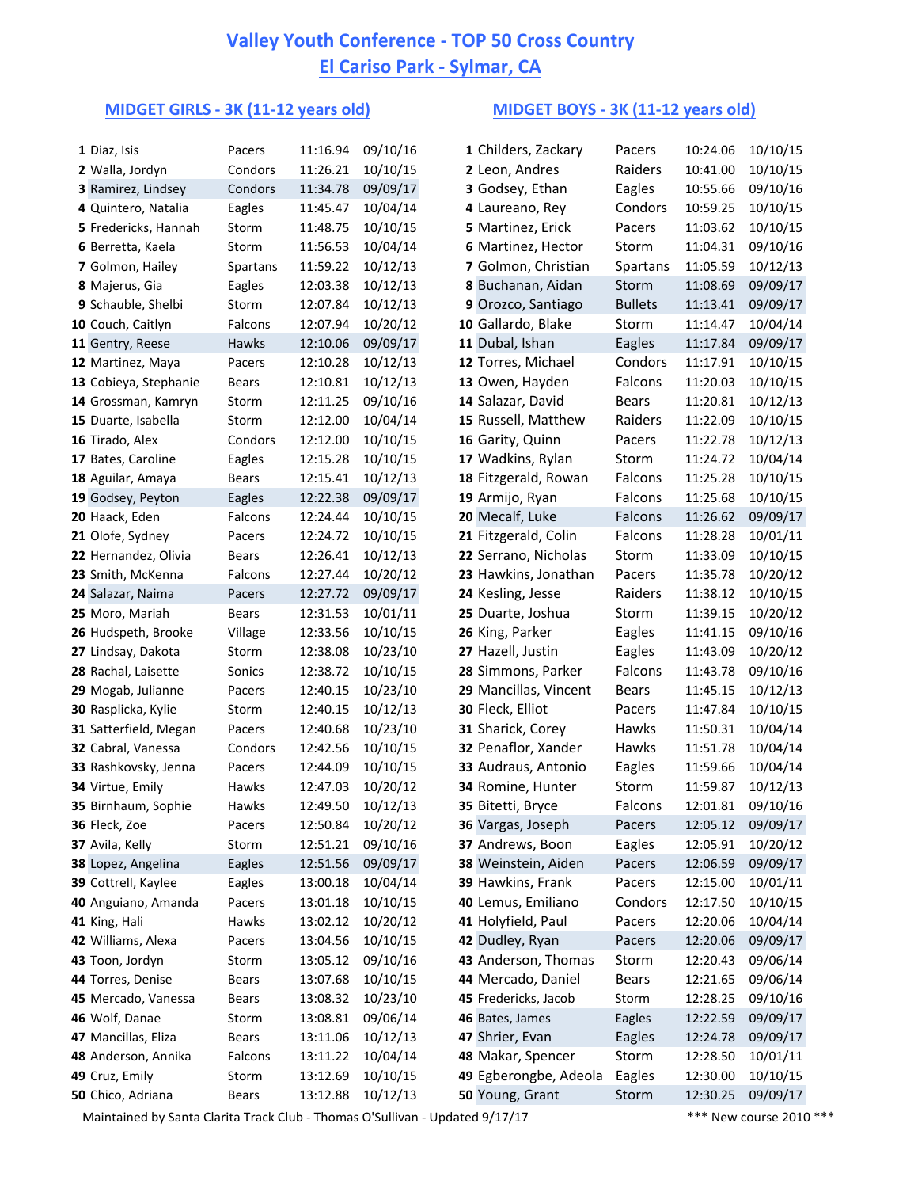# Valley Youth Conference - TOP 50 Cross Country

## El Cariso Park - Sylmar, CA

### MIDGET GIRLS - 3K (11-12 years old)

| | Name | Team | Time | Date |
|---|---|---|---|---|
| 1 | Diaz, Isis | Pacers | 11:16.94 | 09/10/16 |
| 2 | Walla, Jordyn | Condors | 11:26.21 | 10/10/15 |
| 3 | Ramirez, Lindsey | Condors | 11:34.78 | 09/09/17 |
| 4 | Quintero, Natalia | Eagles | 11:45.47 | 10/04/14 |
| 5 | Fredericks, Hannah | Storm | 11:48.75 | 10/10/15 |
| 6 | Berretta, Kaela | Storm | 11:56.53 | 10/04/14 |
| 7 | Golmon, Hailey | Spartans | 11:59.22 | 10/12/13 |
| 8 | Majerus, Gia | Eagles | 12:03.38 | 10/12/13 |
| 9 | Schauble, Shelbi | Storm | 12:07.84 | 10/12/13 |
| 10 | Couch, Caitlyn | Falcons | 12:07.94 | 10/20/12 |
| 11 | Gentry, Reese | Hawks | 12:10.06 | 09/09/17 |
| 12 | Martinez, Maya | Pacers | 12:10.28 | 10/12/13 |
| 13 | Cobieya, Stephanie | Bears | 12:10.81 | 10/12/13 |
| 14 | Grossman, Kamryn | Storm | 12:11.25 | 09/10/16 |
| 15 | Duarte, Isabella | Storm | 12:12.00 | 10/04/14 |
| 16 | Tirado, Alex | Condors | 12:12.00 | 10/10/15 |
| 17 | Bates, Caroline | Eagles | 12:15.28 | 10/10/15 |
| 18 | Aguilar, Amaya | Bears | 12:15.41 | 10/12/13 |
| 19 | Godsey, Peyton | Eagles | 12:22.38 | 09/09/17 |
| 20 | Haack, Eden | Falcons | 12:24.44 | 10/10/15 |
| 21 | Olofe, Sydney | Pacers | 12:24.72 | 10/10/15 |
| 22 | Hernandez, Olivia | Bears | 12:26.41 | 10/12/13 |
| 23 | Smith, McKenna | Falcons | 12:27.44 | 10/20/12 |
| 24 | Salazar, Naima | Pacers | 12:27.72 | 09/09/17 |
| 25 | Moro, Mariah | Bears | 12:31.53 | 10/01/11 |
| 26 | Hudspeth, Brooke | Village | 12:33.56 | 10/10/15 |
| 27 | Lindsay, Dakota | Storm | 12:38.08 | 10/23/10 |
| 28 | Rachal, Laisette | Sonics | 12:38.72 | 10/10/15 |
| 29 | Mogab, Julianne | Pacers | 12:40.15 | 10/23/10 |
| 30 | Rasplicka, Kylie | Storm | 12:40.15 | 10/12/13 |
| 31 | Satterfield, Megan | Pacers | 12:40.68 | 10/23/10 |
| 32 | Cabral, Vanessa | Condors | 12:42.56 | 10/10/15 |
| 33 | Rashkovsky, Jenna | Pacers | 12:44.09 | 10/10/15 |
| 34 | Virtue, Emily | Hawks | 12:47.03 | 10/20/12 |
| 35 | Birnhaum, Sophie | Hawks | 12:49.50 | 10/12/13 |
| 36 | Fleck, Zoe | Pacers | 12:50.84 | 10/20/12 |
| 37 | Avila, Kelly | Storm | 12:51.21 | 09/10/16 |
| 38 | Lopez, Angelina | Eagles | 12:51.56 | 09/09/17 |
| 39 | Cottrell, Kaylee | Eagles | 13:00.18 | 10/04/14 |
| 40 | Anguiano, Amanda | Pacers | 13:01.18 | 10/10/15 |
| 41 | King, Hali | Hawks | 13:02.12 | 10/20/12 |
| 42 | Williams, Alexa | Pacers | 13:04.56 | 10/10/15 |
| 43 | Toon, Jordyn | Storm | 13:05.12 | 09/10/16 |
| 44 | Torres, Denise | Bears | 13:07.68 | 10/10/15 |
| 45 | Mercado, Vanessa | Bears | 13:08.32 | 10/23/10 |
| 46 | Wolf, Danae | Storm | 13:08.81 | 09/06/14 |
| 47 | Mancillas, Eliza | Bears | 13:11.06 | 10/12/13 |
| 48 | Anderson, Annika | Falcons | 13:11.22 | 10/04/14 |
| 49 | Cruz, Emily | Storm | 13:12.69 | 10/10/15 |
| 50 | Chico, Adriana | Bears | 13:12.88 | 10/12/13 |

### MIDGET BOYS - 3K (11-12 years old)

| | Name | Team | Time | Date |
|---|---|---|---|---|
| 1 | Childers, Zackary | Pacers | 10:24.06 | 10/10/15 |
| 2 | Leon, Andres | Raiders | 10:41.00 | 10/10/15 |
| 3 | Godsey, Ethan | Eagles | 10:55.66 | 09/10/16 |
| 4 | Laureano, Rey | Condors | 10:59.25 | 10/10/15 |
| 5 | Martinez, Erick | Pacers | 11:03.62 | 10/10/15 |
| 6 | Martinez, Hector | Storm | 11:04.31 | 09/10/16 |
| 7 | Golmon, Christian | Spartans | 11:05.59 | 10/12/13 |
| 8 | Buchanan, Aidan | Storm | 11:08.69 | 09/09/17 |
| 9 | Orozco, Santiago | Bullets | 11:13.41 | 09/09/17 |
| 10 | Gallardo, Blake | Storm | 11:14.47 | 10/04/14 |
| 11 | Dubal, Ishan | Eagles | 11:17.84 | 09/09/17 |
| 12 | Torres, Michael | Condors | 11:17.91 | 10/10/15 |
| 13 | Owen, Hayden | Falcons | 11:20.03 | 10/10/15 |
| 14 | Salazar, David | Bears | 11:20.81 | 10/12/13 |
| 15 | Russell, Matthew | Raiders | 11:22.09 | 10/10/15 |
| 16 | Garity, Quinn | Pacers | 11:22.78 | 10/12/13 |
| 17 | Wadkins, Rylan | Storm | 11:24.72 | 10/04/14 |
| 18 | Fitzgerald, Rowan | Falcons | 11:25.28 | 10/10/15 |
| 19 | Armijo, Ryan | Falcons | 11:25.68 | 10/10/15 |
| 20 | Mecalf, Luke | Falcons | 11:26.62 | 09/09/17 |
| 21 | Fitzgerald, Colin | Falcons | 11:28.28 | 10/01/11 |
| 22 | Serrano, Nicholas | Storm | 11:33.09 | 10/10/15 |
| 23 | Hawkins, Jonathan | Pacers | 11:35.78 | 10/20/12 |
| 24 | Kesling, Jesse | Raiders | 11:38.12 | 10/10/15 |
| 25 | Duarte, Joshua | Storm | 11:39.15 | 10/20/12 |
| 26 | King, Parker | Eagles | 11:41.15 | 09/10/16 |
| 27 | Hazell, Justin | Eagles | 11:43.09 | 10/20/12 |
| 28 | Simmons, Parker | Falcons | 11:43.78 | 09/10/16 |
| 29 | Mancillas, Vincent | Bears | 11:45.15 | 10/12/13 |
| 30 | Fleck, Elliot | Pacers | 11:47.84 | 10/10/15 |
| 31 | Sharick, Corey | Hawks | 11:50.31 | 10/04/14 |
| 32 | Penaflor, Xander | Hawks | 11:51.78 | 10/04/14 |
| 33 | Audraus, Antonio | Eagles | 11:59.66 | 10/04/14 |
| 34 | Romine, Hunter | Storm | 11:59.87 | 10/12/13 |
| 35 | Bitetti, Bryce | Falcons | 12:01.81 | 09/10/16 |
| 36 | Vargas, Joseph | Pacers | 12:05.12 | 09/09/17 |
| 37 | Andrews, Boon | Eagles | 12:05.91 | 10/20/12 |
| 38 | Weinstein, Aiden | Pacers | 12:06.59 | 09/09/17 |
| 39 | Hawkins, Frank | Pacers | 12:15.00 | 10/01/11 |
| 40 | Lemus, Emiliano | Condors | 12:17.50 | 10/10/15 |
| 41 | Holyfield, Paul | Pacers | 12:20.06 | 10/04/14 |
| 42 | Dudley, Ryan | Pacers | 12:20.06 | 09/09/17 |
| 43 | Anderson, Thomas | Storm | 12:20.43 | 09/06/14 |
| 44 | Mercado, Daniel | Bears | 12:21.65 | 09/06/14 |
| 45 | Fredericks, Jacob | Storm | 12:28.25 | 09/10/16 |
| 46 | Bates, James | Eagles | 12:22.59 | 09/09/17 |
| 47 | Shrier, Evan | Eagles | 12:24.78 | 09/09/17 |
| 48 | Makar, Spencer | Storm | 12:28.50 | 10/01/11 |
| 49 | Egberongbe, Adeola | Eagles | 12:30.00 | 10/10/15 |
| 50 | Young, Grant | Storm | 12:30.25 | 09/09/17 |

Maintained by Santa Clarita Track Club - Thomas O'Sullivan - Updated 9/17/17

*** New course 2010 ***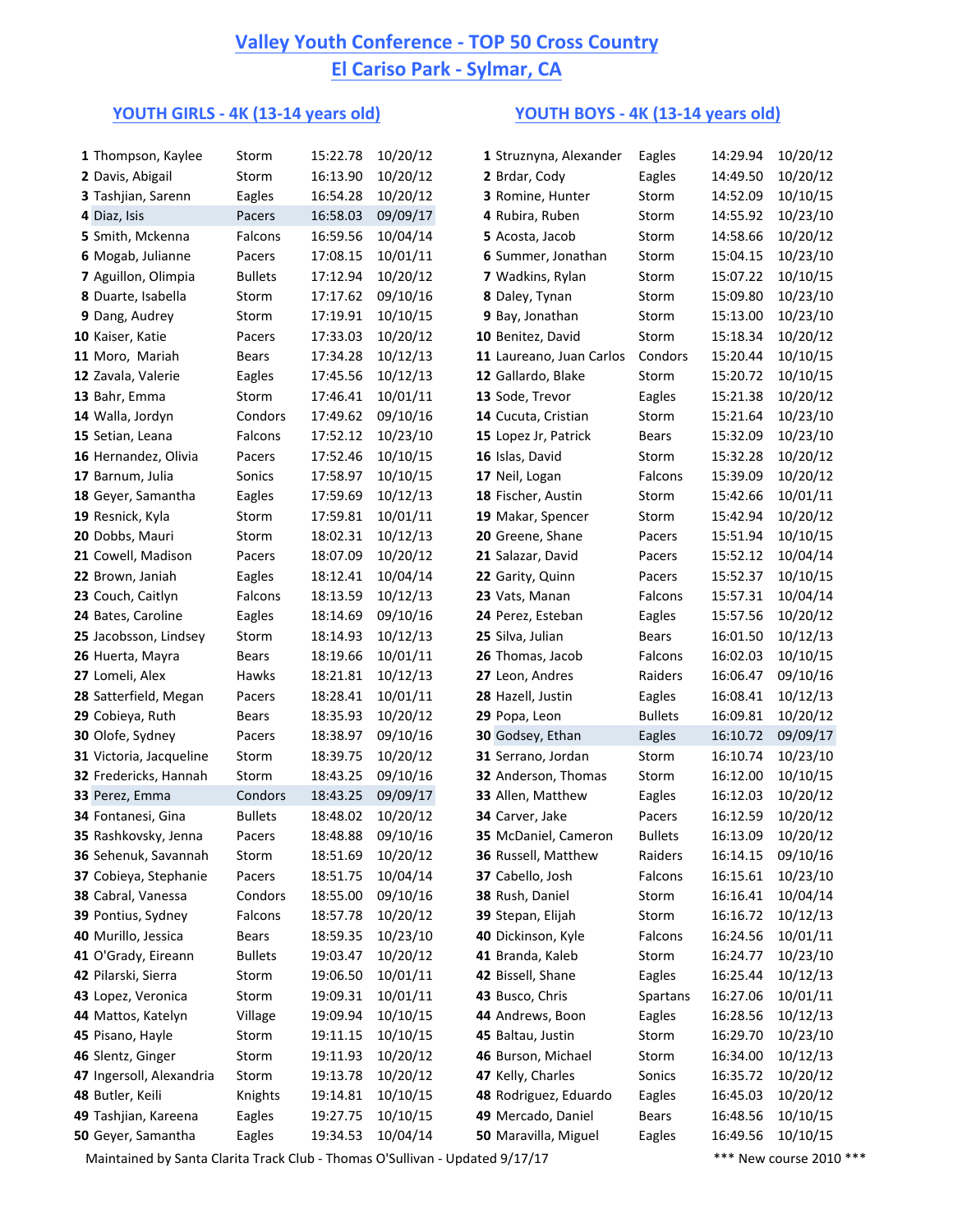# Valley Youth Conference - TOP 50 Cross Country

## El Cariso Park - Sylmar, CA

### YOUTH GIRLS - 4K (13-14 years old)

| # | Name | Team | Time | Date |
|---|---|---|---|---|
| 1 | Thompson, Kaylee | Storm | 15:22.78 | 10/20/12 |
| 2 | Davis, Abigail | Storm | 16:13.90 | 10/20/12 |
| 3 | Tashjian, Sarenn | Eagles | 16:54.28 | 10/20/12 |
| 4 | Diaz, Isis | Pacers | 16:58.03 | 09/09/17 |
| 5 | Smith, Mckenna | Falcons | 16:59.56 | 10/04/14 |
| 6 | Mogab, Julianne | Pacers | 17:08.15 | 10/01/11 |
| 7 | Aguillon, Olimpia | Bullets | 17:12.94 | 10/20/12 |
| 8 | Duarte, Isabella | Storm | 17:17.62 | 09/10/16 |
| 9 | Dang, Audrey | Storm | 17:19.91 | 10/10/15 |
| 10 | Kaiser, Katie | Pacers | 17:33.03 | 10/20/12 |
| 11 | Moro, Mariah | Bears | 17:34.28 | 10/12/13 |
| 12 | Zavala, Valerie | Eagles | 17:45.56 | 10/12/13 |
| 13 | Bahr, Emma | Storm | 17:46.41 | 10/01/11 |
| 14 | Walla, Jordyn | Condors | 17:49.62 | 09/10/16 |
| 15 | Setian, Leana | Falcons | 17:52.12 | 10/23/10 |
| 16 | Hernandez, Olivia | Pacers | 17:52.46 | 10/10/15 |
| 17 | Barnum, Julia | Sonics | 17:58.97 | 10/10/15 |
| 18 | Geyer, Samantha | Eagles | 17:59.69 | 10/12/13 |
| 19 | Resnick, Kyla | Storm | 17:59.81 | 10/01/11 |
| 20 | Dobbs, Mauri | Storm | 18:02.31 | 10/12/13 |
| 21 | Cowell, Madison | Pacers | 18:07.09 | 10/20/12 |
| 22 | Brown, Janiah | Eagles | 18:12.41 | 10/04/14 |
| 23 | Couch, Caitlyn | Falcons | 18:13.59 | 10/12/13 |
| 24 | Bates, Caroline | Eagles | 18:14.69 | 09/10/16 |
| 25 | Jacobsson, Lindsey | Storm | 18:14.93 | 10/12/13 |
| 26 | Huerta, Mayra | Bears | 18:19.66 | 10/01/11 |
| 27 | Lomeli, Alex | Hawks | 18:21.81 | 10/12/13 |
| 28 | Satterfield, Megan | Pacers | 18:28.41 | 10/01/11 |
| 29 | Cobieya, Ruth | Bears | 18:35.93 | 10/20/12 |
| 30 | Olofe, Sydney | Pacers | 18:38.97 | 09/10/16 |
| 31 | Victoria, Jacqueline | Storm | 18:39.75 | 10/20/12 |
| 32 | Fredericks, Hannah | Storm | 18:43.25 | 09/10/16 |
| 33 | Perez, Emma | Condors | 18:43.25 | 09/09/17 |
| 34 | Fontanesi, Gina | Bullets | 18:48.02 | 10/20/12 |
| 35 | Rashkovsky, Jenna | Pacers | 18:48.88 | 09/10/16 |
| 36 | Sehenuk, Savannah | Storm | 18:51.69 | 10/20/12 |
| 37 | Cobieya, Stephanie | Pacers | 18:51.75 | 10/04/14 |
| 38 | Cabral, Vanessa | Condors | 18:55.00 | 09/10/16 |
| 39 | Pontius, Sydney | Falcons | 18:57.78 | 10/20/12 |
| 40 | Murillo, Jessica | Bears | 18:59.35 | 10/23/10 |
| 41 | O'Grady, Eireann | Bullets | 19:03.47 | 10/20/12 |
| 42 | Pilarski, Sierra | Storm | 19:06.50 | 10/01/11 |
| 43 | Lopez, Veronica | Storm | 19:09.31 | 10/01/11 |
| 44 | Mattos, Katelyn | Village | 19:09.94 | 10/10/15 |
| 45 | Pisano, Hayle | Storm | 19:11.15 | 10/10/15 |
| 46 | Slentz, Ginger | Storm | 19:11.93 | 10/20/12 |
| 47 | Ingersoll, Alexandria | Storm | 19:13.78 | 10/20/12 |
| 48 | Butler, Keili | Knights | 19:14.81 | 10/10/15 |
| 49 | Tashjian, Kareena | Eagles | 19:27.75 | 10/10/15 |
| 50 | Geyer, Samantha | Eagles | 19:34.53 | 10/04/14 |

### YOUTH BOYS - 4K (13-14 years old)

| # | Name | Team | Time | Date |
|---|---|---|---|---|
| 1 | Struznyna, Alexander | Eagles | 14:29.94 | 10/20/12 |
| 2 | Brdar, Cody | Eagles | 14:49.50 | 10/20/12 |
| 3 | Romine, Hunter | Storm | 14:52.09 | 10/10/15 |
| 4 | Rubira, Ruben | Storm | 14:55.92 | 10/23/10 |
| 5 | Acosta, Jacob | Storm | 14:58.66 | 10/20/12 |
| 6 | Summer, Jonathan | Storm | 15:04.15 | 10/23/10 |
| 7 | Wadkins, Rylan | Storm | 15:07.22 | 10/10/15 |
| 8 | Daley, Tynan | Storm | 15:09.80 | 10/23/10 |
| 9 | Bay, Jonathan | Storm | 15:13.00 | 10/23/10 |
| 10 | Benitez, David | Storm | 15:18.34 | 10/20/12 |
| 11 | Laureano, Juan Carlos | Condors | 15:20.44 | 10/10/15 |
| 12 | Gallardo, Blake | Storm | 15:20.72 | 10/10/15 |
| 13 | Sode, Trevor | Eagles | 15:21.38 | 10/20/12 |
| 14 | Cucuta, Cristian | Storm | 15:21.64 | 10/23/10 |
| 15 | Lopez Jr, Patrick | Bears | 15:32.09 | 10/23/10 |
| 16 | Islas, David | Storm | 15:32.28 | 10/20/12 |
| 17 | Neil, Logan | Falcons | 15:39.09 | 10/20/12 |
| 18 | Fischer, Austin | Storm | 15:42.66 | 10/01/11 |
| 19 | Makar, Spencer | Storm | 15:42.94 | 10/20/12 |
| 20 | Greene, Shane | Pacers | 15:51.94 | 10/10/15 |
| 21 | Salazar, David | Pacers | 15:52.12 | 10/04/14 |
| 22 | Garity, Quinn | Pacers | 15:52.37 | 10/10/15 |
| 23 | Vats, Manan | Falcons | 15:57.31 | 10/04/14 |
| 24 | Perez, Esteban | Eagles | 15:57.56 | 10/20/12 |
| 25 | Silva, Julian | Bears | 16:01.50 | 10/12/13 |
| 26 | Thomas, Jacob | Falcons | 16:02.03 | 10/10/15 |
| 27 | Leon, Andres | Raiders | 16:06.47 | 09/10/16 |
| 28 | Hazell, Justin | Eagles | 16:08.41 | 10/12/13 |
| 29 | Popa, Leon | Bullets | 16:09.81 | 10/20/12 |
| 30 | Godsey, Ethan | Eagles | 16:10.72 | 09/09/17 |
| 31 | Serrano, Jordan | Storm | 16:10.74 | 10/23/10 |
| 32 | Anderson, Thomas | Storm | 16:12.00 | 10/10/15 |
| 33 | Allen, Matthew | Eagles | 16:12.03 | 10/20/12 |
| 34 | Carver, Jake | Pacers | 16:12.59 | 10/20/12 |
| 35 | McDaniel, Cameron | Bullets | 16:13.09 | 10/20/12 |
| 36 | Russell, Matthew | Raiders | 16:14.15 | 09/10/16 |
| 37 | Cabello, Josh | Falcons | 16:15.61 | 10/23/10 |
| 38 | Rush, Daniel | Storm | 16:16.41 | 10/04/14 |
| 39 | Stepan, Elijah | Storm | 16:16.72 | 10/12/13 |
| 40 | Dickinson, Kyle | Falcons | 16:24.56 | 10/01/11 |
| 41 | Branda, Kaleb | Storm | 16:24.77 | 10/23/10 |
| 42 | Bissell, Shane | Eagles | 16:25.44 | 10/12/13 |
| 43 | Busco, Chris | Spartans | 16:27.06 | 10/01/11 |
| 44 | Andrews, Boon | Eagles | 16:28.56 | 10/12/13 |
| 45 | Baltau, Justin | Storm | 16:29.70 | 10/23/10 |
| 46 | Burson, Michael | Storm | 16:34.00 | 10/12/13 |
| 47 | Kelly, Charles | Sonics | 16:35.72 | 10/20/12 |
| 48 | Rodriguez, Eduardo | Eagles | 16:45.03 | 10/20/12 |
| 49 | Mercado, Daniel | Bears | 16:48.56 | 10/10/15 |
| 50 | Maravilla, Miguel | Eagles | 16:49.56 | 10/10/15 |

Maintained by Santa Clarita Track Club - Thomas O'Sullivan - Updated 9/17/17

*** New course 2010 ***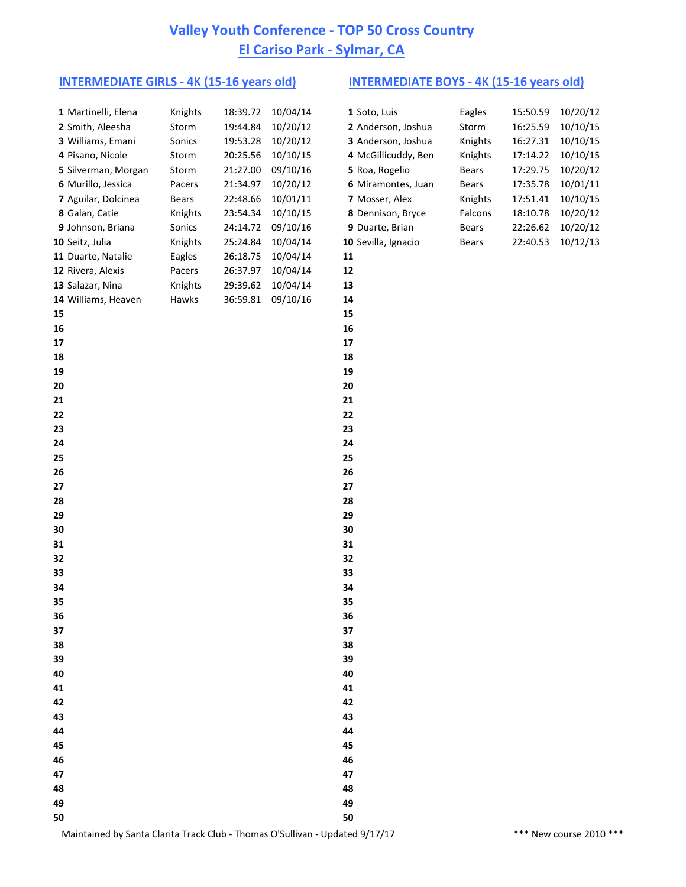# Valley Youth Conference - TOP 50 Cross Country

# El Cariso Park - Sylmar, CA

## INTERMEDIATE GIRLS - 4K (15-16 years old)

| Rank | Name | Team | Time | Date |
|---|---|---|---|---|
| 1 | Martinelli, Elena | Knights | 18:39.72 | 10/04/14 |
| 2 | Smith, Aleesha | Storm | 19:44.84 | 10/20/12 |
| 3 | Williams, Emani | Sonics | 19:53.28 | 10/20/12 |
| 4 | Pisano, Nicole | Storm | 20:25.56 | 10/10/15 |
| 5 | Silverman, Morgan | Storm | 21:27.00 | 09/10/16 |
| 6 | Murillo, Jessica | Pacers | 21:34.97 | 10/20/12 |
| 7 | Aguilar, Dolcinea | Bears | 22:48.66 | 10/01/11 |
| 8 | Galan, Catie | Knights | 23:54.34 | 10/10/15 |
| 9 | Johnson, Briana | Sonics | 24:14.72 | 09/10/16 |
| 10 | Seitz, Julia | Knights | 25:24.84 | 10/04/14 |
| 11 | Duarte, Natalie | Eagles | 26:18.75 | 10/04/14 |
| 12 | Rivera, Alexis | Pacers | 26:37.97 | 10/04/14 |
| 13 | Salazar, Nina | Knights | 29:39.62 | 10/04/14 |
| 14 | Williams, Heaven | Hawks | 36:59.81 | 09/10/16 |
| 15 | | | | |
| 16 | | | | |
| 17 | | | | |
| 18 | | | | |
| 19 | | | | |
| 20 | | | | |
| 21 | | | | |
| 22 | | | | |
| 23 | | | | |
| 24 | | | | |
| 25 | | | | |
| 26 | | | | |
| 27 | | | | |
| 28 | | | | |
| 29 | | | | |
| 30 | | | | |
| 31 | | | | |
| 32 | | | | |
| 33 | | | | |
| 34 | | | | |
| 35 | | | | |
| 36 | | | | |
| 37 | | | | |
| 38 | | | | |
| 39 | | | | |
| 40 | | | | |
| 41 | | | | |
| 42 | | | | |
| 43 | | | | |
| 44 | | | | |
| 45 | | | | |
| 46 | | | | |
| 47 | | | | |
| 48 | | | | |
| 49 | | | | |
| 50 | | | | |

## INTERMEDIATE BOYS - 4K (15-16 years old)

| Rank | Name | Team | Time | Date |
|---|---|---|---|---|
| 1 | Soto, Luis | Eagles | 15:50.59 | 10/20/12 |
| 2 | Anderson, Joshua | Storm | 16:25.59 | 10/10/15 |
| 3 | Anderson, Joshua | Knights | 16:27.31 | 10/10/15 |
| 4 | McGillicuddy, Ben | Knights | 17:14.22 | 10/10/15 |
| 5 | Roa, Rogelio | Bears | 17:29.75 | 10/20/12 |
| 6 | Miramontes, Juan | Bears | 17:35.78 | 10/01/11 |
| 7 | Mosser, Alex | Knights | 17:51.41 | 10/10/15 |
| 8 | Dennison, Bryce | Falcons | 18:10.78 | 10/20/12 |
| 9 | Duarte, Brian | Bears | 22:26.62 | 10/20/12 |
| 10 | Sevilla, Ignacio | Bears | 22:40.53 | 10/12/13 |
| 11 | | | | |
| 12 | | | | |
| 13 | | | | |
| 14 | | | | |
| 15 | | | | |
| 16 | | | | |
| 17 | | | | |
| 18 | | | | |
| 19 | | | | |
| 20 | | | | |
| 21 | | | | |
| 22 | | | | |
| 23 | | | | |
| 24 | | | | |
| 25 | | | | |
| 26 | | | | |
| 27 | | | | |
| 28 | | | | |
| 29 | | | | |
| 30 | | | | |
| 31 | | | | |
| 32 | | | | |
| 33 | | | | |
| 34 | | | | |
| 35 | | | | |
| 36 | | | | |
| 37 | | | | |
| 38 | | | | |
| 39 | | | | |
| 40 | | | | |
| 41 | | | | |
| 42 | | | | |
| 43 | | | | |
| 44 | | | | |
| 45 | | | | |
| 46 | | | | |
| 47 | | | | |
| 48 | | | | |
| 49 | | | | |
| 50 | | | | |

Maintained by Santa Clarita Track Club - Thomas O'Sullivan - Updated 9/17/17

*** New course 2010 ***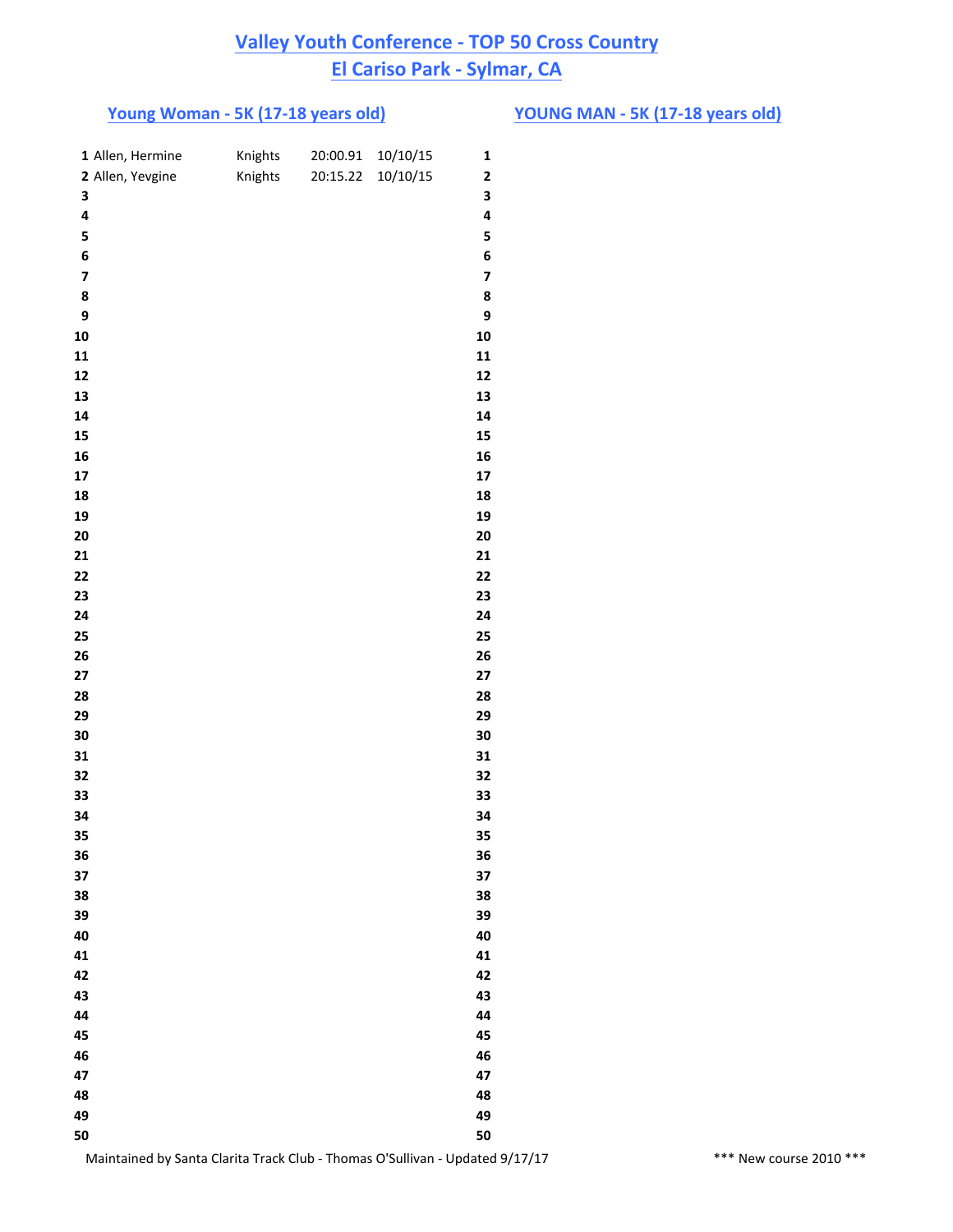# Valley Youth Conference - TOP 50 Cross Country
# El Cariso Park - Sylmar, CA

## Young Woman - 5K (17-18 years old)

| | | | | |
|---|---|---|---|---|
| 1 | Allen, Hermine | Knights | 20:00.91 | 10/10/15 |
| 2 | Allen, Yevgine | Knights | 20:15.22 | 10/10/15 |
| 3 | | | | |
| 4 | | | | |
| 5 | | | | |
| 6 | | | | |
| 7 | | | | |
| 8 | | | | |
| 9 | | | | |
| 10 | | | | |
| 11 | | | | |
| 12 | | | | |
| 13 | | | | |
| 14 | | | | |
| 15 | | | | |
| 16 | | | | |
| 17 | | | | |
| 18 | | | | |
| 19 | | | | |
| 20 | | | | |
| 21 | | | | |
| 22 | | | | |
| 23 | | | | |
| 24 | | | | |
| 25 | | | | |
| 26 | | | | |
| 27 | | | | |
| 28 | | | | |
| 29 | | | | |
| 30 | | | | |
| 31 | | | | |
| 32 | | | | |
| 33 | | | | |
| 34 | | | | |
| 35 | | | | |
| 36 | | | | |
| 37 | | | | |
| 38 | | | | |
| 39 | | | | |
| 40 | | | | |
| 41 | | | | |
| 42 | | | | |
| 43 | | | | |
| 44 | | | | |
| 45 | | | | |
| 46 | | | | |
| 47 | | | | |
| 48 | | | | |
| 49 | | | | |
| 50 | | | | |

## YOUNG MAN - 5K (17-18 years old)

| | | | | |
|---|---|---|---|---|
| 1 | | | | |
| 2 | | | | |
| 3 | | | | |
| 4 | | | | |
| 5 | | | | |
| 6 | | | | |
| 7 | | | | |
| 8 | | | | |
| 9 | | | | |
| 10 | | | | |
| 11 | | | | |
| 12 | | | | |
| 13 | | | | |
| 14 | | | | |
| 15 | | | | |
| 16 | | | | |
| 17 | | | | |
| 18 | | | | |
| 19 | | | | |
| 20 | | | | |
| 21 | | | | |
| 22 | | | | |
| 23 | | | | |
| 24 | | | | |
| 25 | | | | |
| 26 | | | | |
| 27 | | | | |
| 28 | | | | |
| 29 | | | | |
| 30 | | | | |
| 31 | | | | |
| 32 | | | | |
| 33 | | | | |
| 34 | | | | |
| 35 | | | | |
| 36 | | | | |
| 37 | | | | |
| 38 | | | | |
| 39 | | | | |
| 40 | | | | |
| 41 | | | | |
| 42 | | | | |
| 43 | | | | |
| 44 | | | | |
| 45 | | | | |
| 46 | | | | |
| 47 | | | | |
| 48 | | | | |
| 49 | | | | |
| 50 | | | | |

Maintained by Santa Clarita Track Club - Thomas O'Sullivan - Updated 9/17/17

*** New course 2010 ***